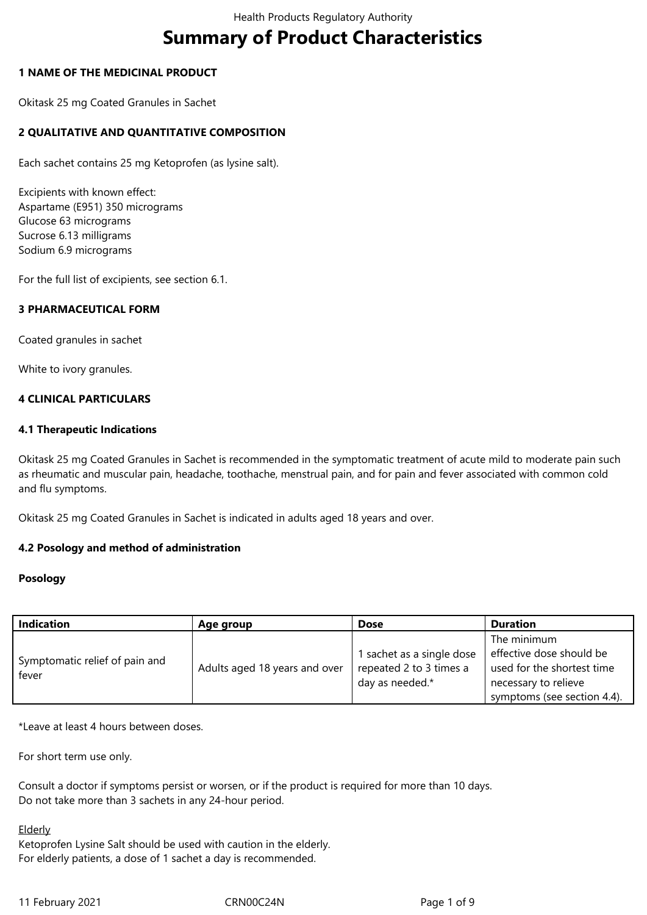# Summary of Product Characteristics

## 1 NAME OF THE MEDICINAL PRODUCT

Okitask 25 mg Coated Granules in Sachet

## 2 QUALITATIVE AND QUANTITATIVE COMPOSITION

Each sachet contains 25 mg Ketoprofen (as lysine salt).

Excipients with known effect:
Aspartame (E951) 350 micrograms
Glucose 63 micrograms
Sucrose 6.13 milligrams
Sodium 6.9 micrograms

For the full list of excipients, see section 6.1.

## 3 PHARMACEUTICAL FORM

Coated granules in sachet

White to ivory granules.

## 4 CLINICAL PARTICULARS

### 4.1 Therapeutic Indications

Okitask 25 mg Coated Granules in Sachet is recommended in the symptomatic treatment of acute mild to moderate pain such as rheumatic and muscular pain, headache, toothache, menstrual pain, and for pain and fever associated with common cold and flu symptoms.

Okitask 25 mg Coated Granules in Sachet is indicated in adults aged 18 years and over.

### 4.2 Posology and method of administration

**Posology**

| Indication | Age group | Dose | Duration |
| --- | --- | --- | --- |
| Symptomatic relief of pain and fever | Adults aged 18 years and over | 1 sachet as a single dose repeated 2 to 3 times a day as needed.* | The minimum effective dose should be used for the shortest time necessary to relieve symptoms (see section 4.4). |

*Leave at least 4 hours between doses.

For short term use only.

Consult a doctor if symptoms persist or worsen, or if the product is required for more than 10 days.
Do not take more than 3 sachets in any 24-hour period.

Elderly
Ketoprofen Lysine Salt should be used with caution in the elderly.
For elderly patients, a dose of 1 sachet a day is recommended.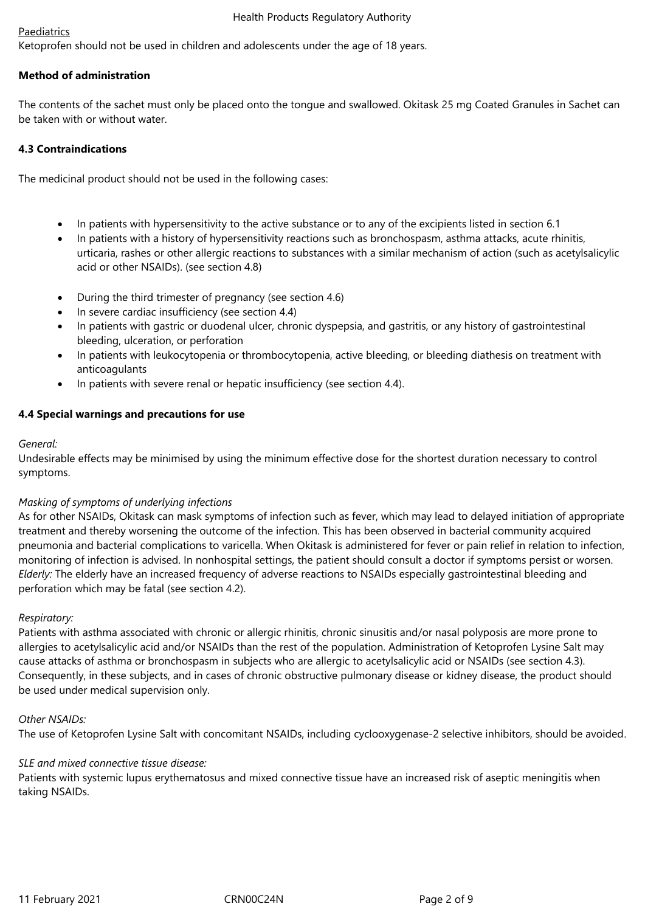Paediatrics

Ketoprofen should not be used in children and adolescents under the age of 18 years.

**Method of administration**

The contents of the sachet must only be placed onto the tongue and swallowed. Okitask 25 mg Coated Granules in Sachet can be taken with or without water.

**4.3 Contraindications**

The medicinal product should not be used in the following cases:

- In patients with hypersensitivity to the active substance or to any of the excipients listed in section 6.1
- In patients with a history of hypersensitivity reactions such as bronchospasm, asthma attacks, acute rhinitis, urticaria, rashes or other allergic reactions to substances with a similar mechanism of action (such as acetylsalicylic acid or other NSAIDs). (see section 4.8)
- During the third trimester of pregnancy (see section 4.6)
- In severe cardiac insufficiency (see section 4.4)
- In patients with gastric or duodenal ulcer, chronic dyspepsia, and gastritis, or any history of gastrointestinal bleeding, ulceration, or perforation
- In patients with leukocytopenia or thrombocytopenia, active bleeding, or bleeding diathesis on treatment with anticoagulants
- In patients with severe renal or hepatic insufficiency (see section 4.4).

**4.4 Special warnings and precautions for use**

*General:*

Undesirable effects may be minimised by using the minimum effective dose for the shortest duration necessary to control symptoms.

*Masking of symptoms of underlying infections*

As for other NSAIDs, Okitask can mask symptoms of infection such as fever, which may lead to delayed initiation of appropriate treatment and thereby worsening the outcome of the infection. This has been observed in bacterial community acquired pneumonia and bacterial complications to varicella. When Okitask is administered for fever or pain relief in relation to infection, monitoring of infection is advised. In nonhospital settings, the patient should consult a doctor if symptoms persist or worsen.

*Elderly:* The elderly have an increased frequency of adverse reactions to NSAIDs especially gastrointestinal bleeding and perforation which may be fatal (see section 4.2).

*Respiratory:*

Patients with asthma associated with chronic or allergic rhinitis, chronic sinusitis and/or nasal polyposis are more prone to allergies to acetylsalicylic acid and/or NSAIDs than the rest of the population. Administration of Ketoprofen Lysine Salt may cause attacks of asthma or bronchospasm in subjects who are allergic to acetylsalicylic acid or NSAIDs (see section 4.3). Consequently, in these subjects, and in cases of chronic obstructive pulmonary disease or kidney disease, the product should be used under medical supervision only.

*Other NSAIDs:*

The use of Ketoprofen Lysine Salt with concomitant NSAIDs, including cyclooxygenase-2 selective inhibitors, should be avoided.

*SLE and mixed connective tissue disease:*

Patients with systemic lupus erythematosus and mixed connective tissue have an increased risk of aseptic meningitis when taking NSAIDs.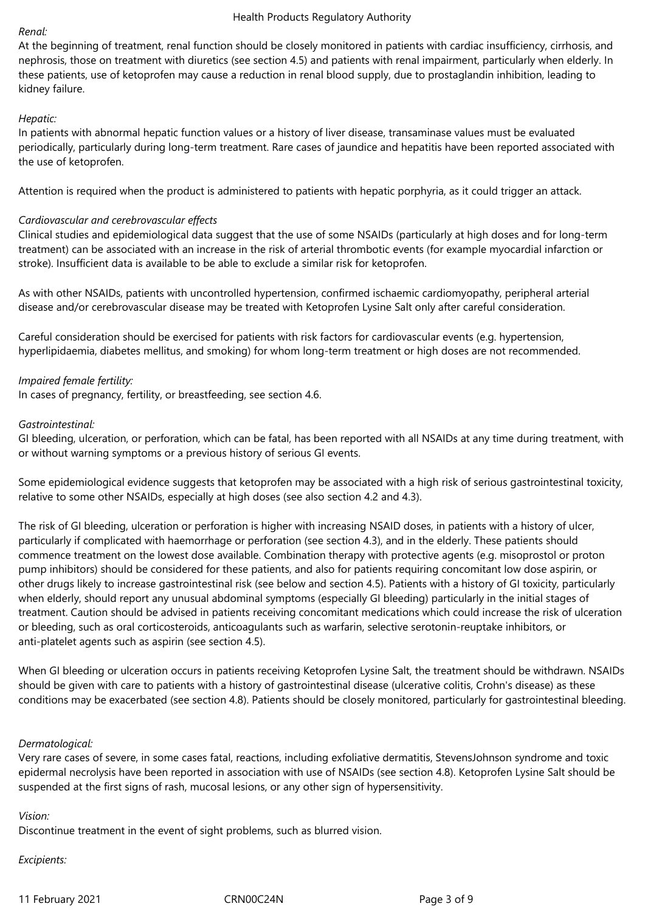*Renal:*
At the beginning of treatment, renal function should be closely monitored in patients with cardiac insufficiency, cirrhosis, and nephrosis, those on treatment with diuretics (see section 4.5) and patients with renal impairment, particularly when elderly. In these patients, use of ketoprofen may cause a reduction in renal blood supply, due to prostaglandin inhibition, leading to kidney failure.

*Hepatic:*
In patients with abnormal hepatic function values or a history of liver disease, transaminase values must be evaluated periodically, particularly during long-term treatment. Rare cases of jaundice and hepatitis have been reported associated with the use of ketoprofen.

Attention is required when the product is administered to patients with hepatic porphyria, as it could trigger an attack.

*Cardiovascular and cerebrovascular effects*
Clinical studies and epidemiological data suggest that the use of some NSAIDs (particularly at high doses and for long-term treatment) can be associated with an increase in the risk of arterial thrombotic events (for example myocardial infarction or stroke). Insufficient data is available to be able to exclude a similar risk for ketoprofen.

As with other NSAIDs, patients with uncontrolled hypertension, confirmed ischaemic cardiomyopathy, peripheral arterial disease and/or cerebrovascular disease may be treated with Ketoprofen Lysine Salt only after careful consideration.

Careful consideration should be exercised for patients with risk factors for cardiovascular events (e.g. hypertension, hyperlipidaemia, diabetes mellitus, and smoking) for whom long-term treatment or high doses are not recommended.

*Impaired female fertility:*
In cases of pregnancy, fertility, or breastfeeding, see section 4.6.

*Gastrointestinal:*
GI bleeding, ulceration, or perforation, which can be fatal, has been reported with all NSAIDs at any time during treatment, with or without warning symptoms or a previous history of serious GI events.

Some epidemiological evidence suggests that ketoprofen may be associated with a high risk of serious gastrointestinal toxicity, relative to some other NSAIDs, especially at high doses (see also section 4.2 and 4.3).

The risk of GI bleeding, ulceration or perforation is higher with increasing NSAID doses, in patients with a history of ulcer, particularly if complicated with haemorrhage or perforation (see section 4.3), and in the elderly. These patients should commence treatment on the lowest dose available. Combination therapy with protective agents (e.g. misoprostol or proton pump inhibitors) should be considered for these patients, and also for patients requiring concomitant low dose aspirin, or other drugs likely to increase gastrointestinal risk (see below and section 4.5). Patients with a history of GI toxicity, particularly when elderly, should report any unusual abdominal symptoms (especially GI bleeding) particularly in the initial stages of treatment. Caution should be advised in patients receiving concomitant medications which could increase the risk of ulceration or bleeding, such as oral corticosteroids, anticoagulants such as warfarin, selective serotonin-reuptake inhibitors, or anti-platelet agents such as aspirin (see section 4.5).

When GI bleeding or ulceration occurs in patients receiving Ketoprofen Lysine Salt, the treatment should be withdrawn. NSAIDs should be given with care to patients with a history of gastrointestinal disease (ulcerative colitis, Crohn's disease) as these conditions may be exacerbated (see section 4.8). Patients should be closely monitored, particularly for gastrointestinal bleeding.

*Dermatological:*
Very rare cases of severe, in some cases fatal, reactions, including exfoliative dermatitis, StevensJohnson syndrome and toxic epidermal necrolysis have been reported in association with use of NSAIDs (see section 4.8). Ketoprofen Lysine Salt should be suspended at the first signs of rash, mucosal lesions, or any other sign of hypersensitivity.

*Vision:*
Discontinue treatment in the event of sight problems, such as blurred vision.

*Excipients:*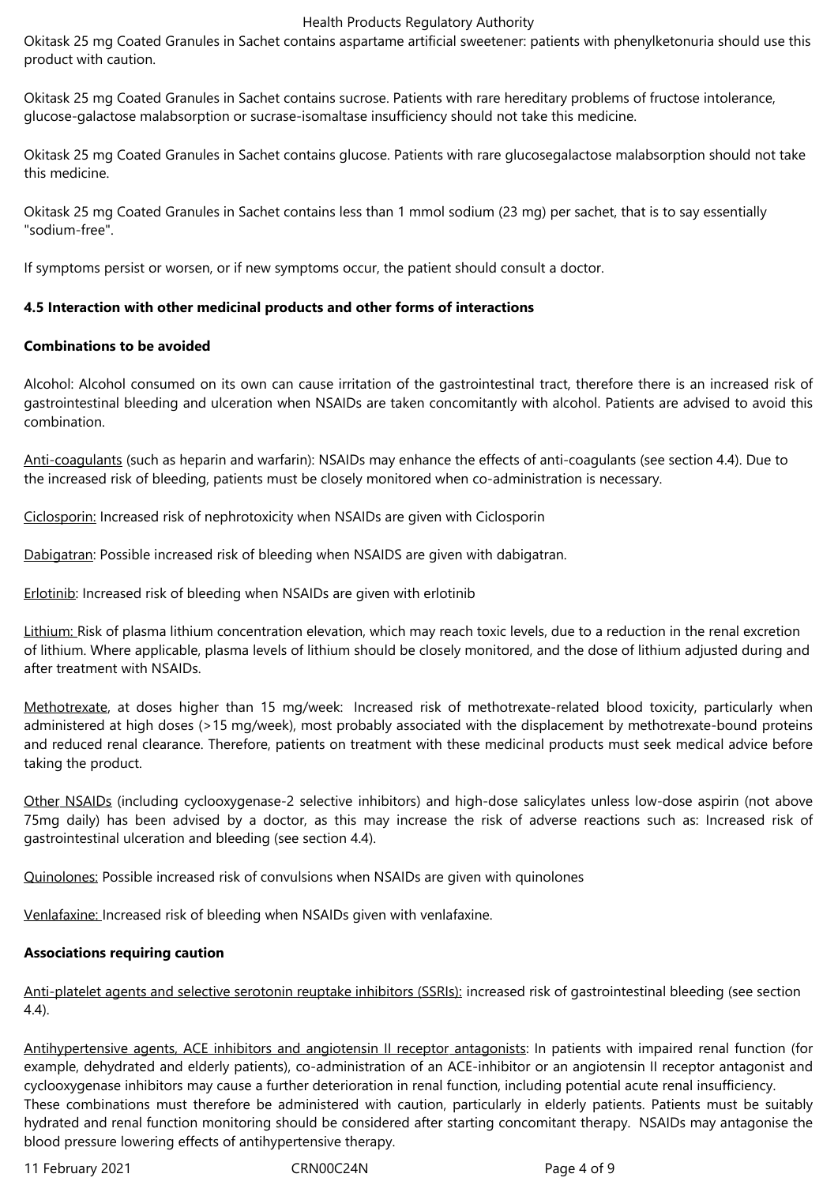Okitask 25 mg Coated Granules in Sachet contains aspartame artificial sweetener: patients with phenylketonuria should use this product with caution.

Okitask 25 mg Coated Granules in Sachet contains sucrose. Patients with rare hereditary problems of fructose intolerance, glucose-galactose malabsorption or sucrase-isomaltase insufficiency should not take this medicine.

Okitask 25 mg Coated Granules in Sachet contains glucose. Patients with rare glucosegalactose malabsorption should not take this medicine.

Okitask 25 mg Coated Granules in Sachet contains less than 1 mmol sodium (23 mg) per sachet, that is to say essentially "sodium-free".

If symptoms persist or worsen, or if new symptoms occur, the patient should consult a doctor.

**4.5 Interaction with other medicinal products and other forms of interactions**

**Combinations to be avoided**

Alcohol: Alcohol consumed on its own can cause irritation of the gastrointestinal tract, therefore there is an increased risk of gastrointestinal bleeding and ulceration when NSAIDs are taken concomitantly with alcohol. Patients are advised to avoid this combination.

Anti-coagulants (such as heparin and warfarin): NSAIDs may enhance the effects of anti-coagulants (see section 4.4). Due to the increased risk of bleeding, patients must be closely monitored when co-administration is necessary.

Ciclosporin: Increased risk of nephrotoxicity when NSAIDs are given with Ciclosporin

Dabigatran: Possible increased risk of bleeding when NSAIDS are given with dabigatran.

Erlotinib: Increased risk of bleeding when NSAIDs are given with erlotinib

Lithium: Risk of plasma lithium concentration elevation, which may reach toxic levels, due to a reduction in the renal excretion of lithium. Where applicable, plasma levels of lithium should be closely monitored, and the dose of lithium adjusted during and after treatment with NSAIDs.

Methotrexate, at doses higher than 15 mg/week: Increased risk of methotrexate-related blood toxicity, particularly when administered at high doses (>15 mg/week), most probably associated with the displacement by methotrexate-bound proteins and reduced renal clearance. Therefore, patients on treatment with these medicinal products must seek medical advice before taking the product.

Other NSAIDs (including cyclooxygenase-2 selective inhibitors) and high-dose salicylates unless low-dose aspirin (not above 75mg daily) has been advised by a doctor, as this may increase the risk of adverse reactions such as: Increased risk of gastrointestinal ulceration and bleeding (see section 4.4).

Quinolones: Possible increased risk of convulsions when NSAIDs are given with quinolones

Venlafaxine: Increased risk of bleeding when NSAIDs given with venlafaxine.

**Associations requiring caution**

Anti-platelet agents and selective serotonin reuptake inhibitors (SSRIs): increased risk of gastrointestinal bleeding (see section 4.4).

Antihypertensive agents, ACE inhibitors and angiotensin II receptor antagonists: In patients with impaired renal function (for example, dehydrated and elderly patients), co-administration of an ACE-inhibitor or an angiotensin II receptor antagonist and cyclooxygenase inhibitors may cause a further deterioration in renal function, including potential acute renal insufficiency. These combinations must therefore be administered with caution, particularly in elderly patients. Patients must be suitably hydrated and renal function monitoring should be considered after starting concomitant therapy. NSAIDs may antagonise the blood pressure lowering effects of antihypertensive therapy.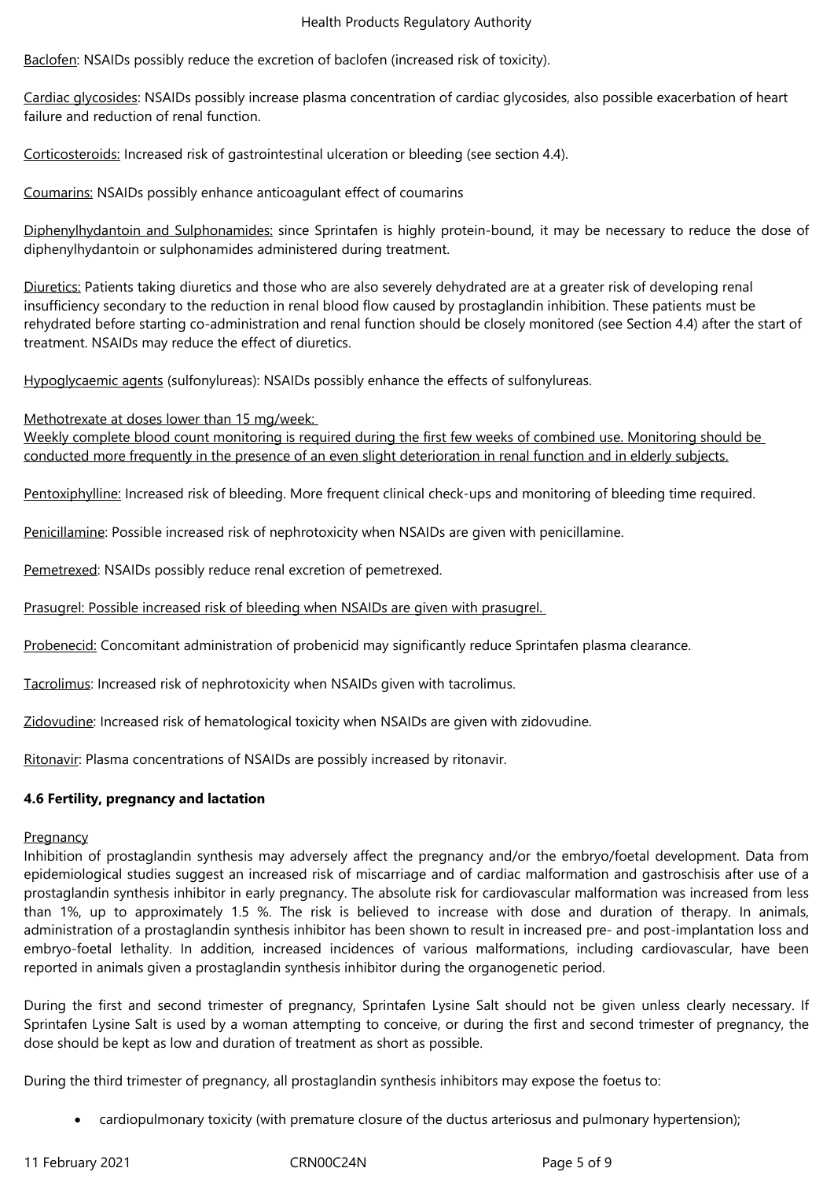Baclofen: NSAIDs possibly reduce the excretion of baclofen (increased risk of toxicity).

Cardiac glycosides: NSAIDs possibly increase plasma concentration of cardiac glycosides, also possible exacerbation of heart failure and reduction of renal function.

Corticosteroids: Increased risk of gastrointestinal ulceration or bleeding (see section 4.4).

Coumarins: NSAIDs possibly enhance anticoagulant effect of coumarins

Diphenylhydantoin and Sulphonamides: since Sprintafen is highly protein-bound, it may be necessary to reduce the dose of diphenylhydantoin or sulphonamides administered during treatment.

Diuretics: Patients taking diuretics and those who are also severely dehydrated are at a greater risk of developing renal insufficiency secondary to the reduction in renal blood flow caused by prostaglandin inhibition. These patients must be rehydrated before starting co-administration and renal function should be closely monitored (see Section 4.4) after the start of treatment. NSAIDs may reduce the effect of diuretics.

Hypoglycaemic agents (sulfonylureas): NSAIDs possibly enhance the effects of sulfonylureas.

Methotrexate at doses lower than 15 mg/week:
Weekly complete blood count monitoring is required during the first few weeks of combined use. Monitoring should be conducted more frequently in the presence of an even slight deterioration in renal function and in elderly subjects.

Pentoxiphylline: Increased risk of bleeding. More frequent clinical check-ups and monitoring of bleeding time required.

Penicillamine: Possible increased risk of nephrotoxicity when NSAIDs are given with penicillamine.

Pemetrexed: NSAIDs possibly reduce renal excretion of pemetrexed.

Prasugrel: Possible increased risk of bleeding when NSAIDs are given with prasugrel.

Probenecid: Concomitant administration of probenicid may significantly reduce Sprintafen plasma clearance.

Tacrolimus: Increased risk of nephrotoxicity when NSAIDs given with tacrolimus.

Zidovudine: Increased risk of hematological toxicity when NSAIDs are given with zidovudine.

Ritonavir: Plasma concentrations of NSAIDs are possibly increased by ritonavir.

**4.6 Fertility, pregnancy and lactation**

Pregnancy
Inhibition of prostaglandin synthesis may adversely affect the pregnancy and/or the embryo/foetal development. Data from epidemiological studies suggest an increased risk of miscarriage and of cardiac malformation and gastroschisis after use of a prostaglandin synthesis inhibitor in early pregnancy. The absolute risk for cardiovascular malformation was increased from less than 1%, up to approximately 1.5 %. The risk is believed to increase with dose and duration of therapy. In animals, administration of a prostaglandin synthesis inhibitor has been shown to result in increased pre- and post-implantation loss and embryo-foetal lethality. In addition, increased incidences of various malformations, including cardiovascular, have been reported in animals given a prostaglandin synthesis inhibitor during the organogenetic period.

During the first and second trimester of pregnancy, Sprintafen Lysine Salt should not be given unless clearly necessary. If Sprintafen Lysine Salt is used by a woman attempting to conceive, or during the first and second trimester of pregnancy, the dose should be kept as low and duration of treatment as short as possible.

During the third trimester of pregnancy, all prostaglandin synthesis inhibitors may expose the foetus to:

- cardiopulmonary toxicity (with premature closure of the ductus arteriosus and pulmonary hypertension);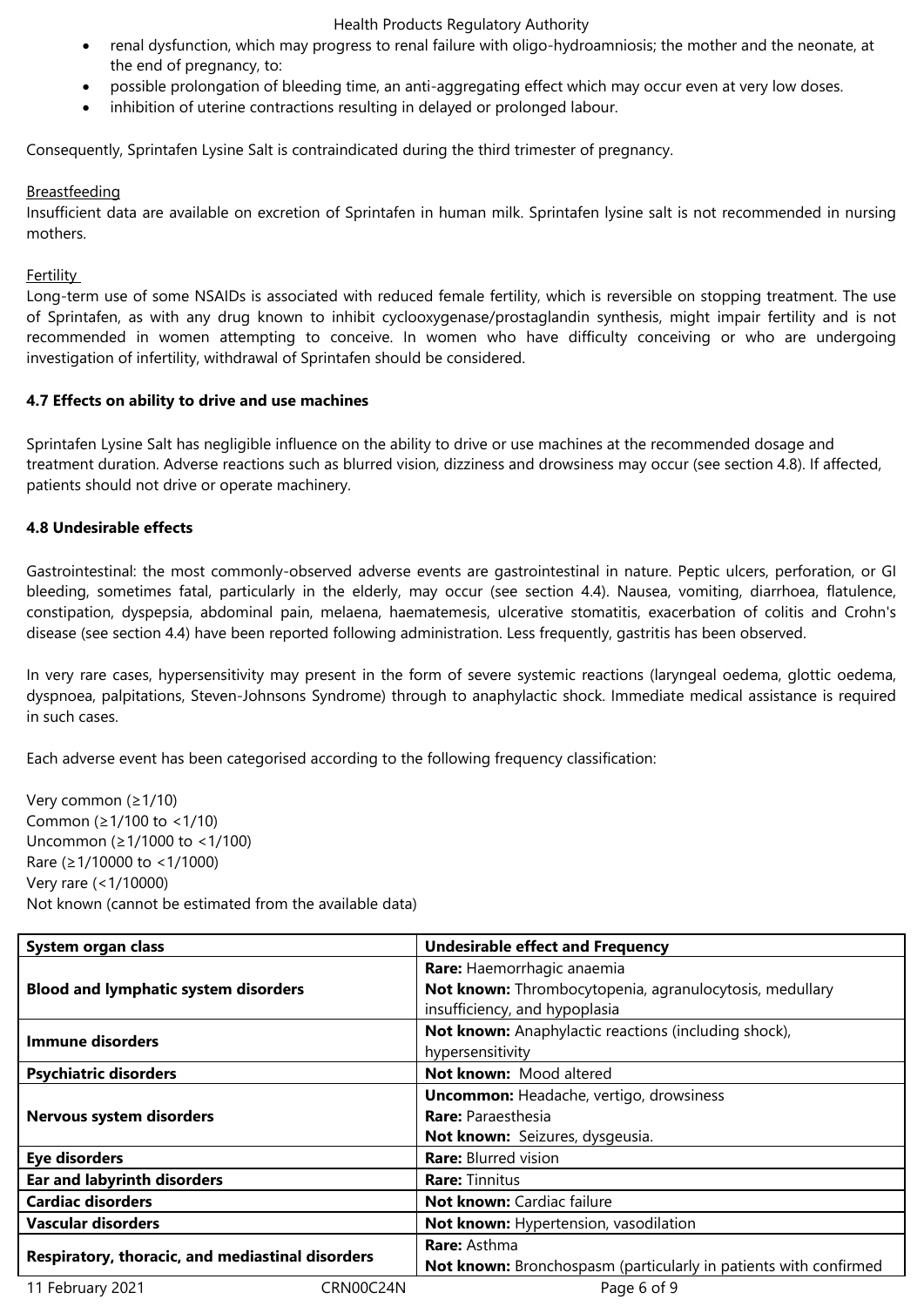- renal dysfunction, which may progress to renal failure with oligo-hydroamniosis; the mother and the neonate, at the end of pregnancy, to:
- possible prolongation of bleeding time, an anti-aggregating effect which may occur even at very low doses.
- inhibition of uterine contractions resulting in delayed or prolonged labour.

Consequently, Sprintafen Lysine Salt is contraindicated during the third trimester of pregnancy.

Breastfeeding

Insufficient data are available on excretion of Sprintafen in human milk. Sprintafen lysine salt is not recommended in nursing mothers.

Fertility

Long-term use of some NSAIDs is associated with reduced female fertility, which is reversible on stopping treatment. The use of Sprintafen, as with any drug known to inhibit cyclooxygenase/prostaglandin synthesis, might impair fertility and is not recommended in women attempting to conceive. In women who have difficulty conceiving or who are undergoing investigation of infertility, withdrawal of Sprintafen should be considered.

**4.7 Effects on ability to drive and use machines**

Sprintafen Lysine Salt has negligible influence on the ability to drive or use machines at the recommended dosage and treatment duration. Adverse reactions such as blurred vision, dizziness and drowsiness may occur (see section 4.8). If affected, patients should not drive or operate machinery.

**4.8 Undesirable effects**

Gastrointestinal: the most commonly-observed adverse events are gastrointestinal in nature. Peptic ulcers, perforation, or GI bleeding, sometimes fatal, particularly in the elderly, may occur (see section 4.4). Nausea, vomiting, diarrhoea, flatulence, constipation, dyspepsia, abdominal pain, melaena, haematemesis, ulcerative stomatitis, exacerbation of colitis and Crohn's disease (see section 4.4) have been reported following administration. Less frequently, gastritis has been observed.

In very rare cases, hypersensitivity may present in the form of severe systemic reactions (laryngeal oedema, glottic oedema, dyspnoea, palpitations, Steven-Johnsons Syndrome) through to anaphylactic shock. Immediate medical assistance is required in such cases.

Each adverse event has been categorised according to the following frequency classification:

Very common (≥1/10)
Common (≥1/100 to <1/10)
Uncommon (≥1/1000 to <1/100)
Rare (≥1/10000 to <1/1000)
Very rare (<1/10000)
Not known (cannot be estimated from the available data)

| System organ class | Undesirable effect and Frequency |
|---|---|
| **Blood and lymphatic system disorders** | **Rare:** Haemorrhagic anaemia<br>**Not known:** Thrombocytopenia, agranulocytosis, medullary insufficiency, and hypoplasia |
| **Immune disorders** | **Not known:** Anaphylactic reactions (including shock), hypersensitivity |
| **Psychiatric disorders** | **Not known:** Mood altered |
| **Nervous system disorders** | **Uncommon:** Headache, vertigo, drowsiness<br>**Rare:** Paraesthesia<br>**Not known:** Seizures, dysgeusia. |
| **Eye disorders** | **Rare:** Blurred vision |
| **Ear and labyrinth disorders** | **Rare:** Tinnitus |
| **Cardiac disorders** | **Not known:** Cardiac failure |
| **Vascular disorders** | **Not known:** Hypertension, vasodilation |
| **Respiratory, thoracic, and mediastinal disorders** | **Rare:** Asthma<br>**Not known:** Bronchospasm (particularly in patients with confirmed |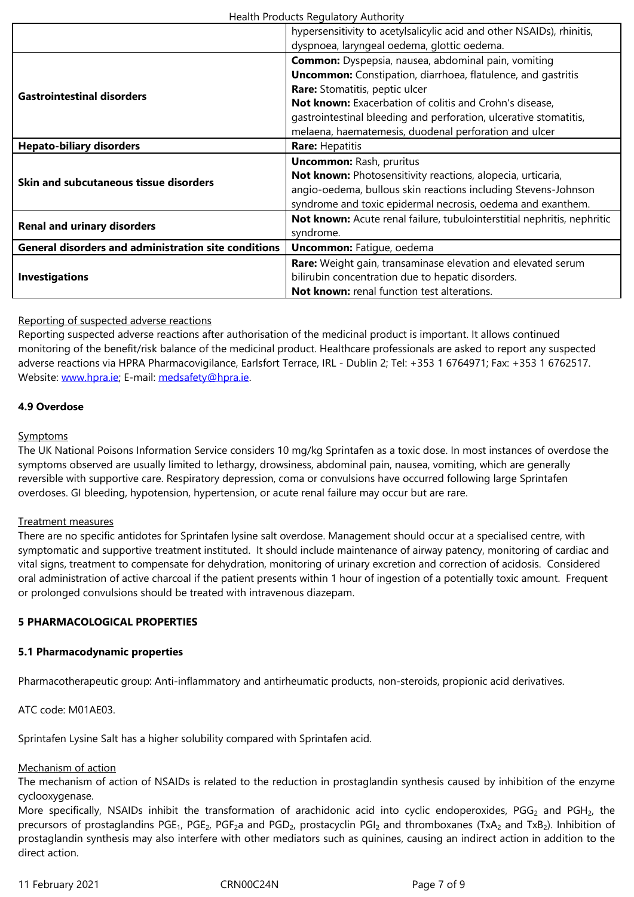| | |
|---|---|
| | hypersensitivity to acetylsalicylic acid and other NSAIDs), rhinitis, dyspnoea, laryngeal oedema, glottic oedema. |
| **Gastrointestinal disorders** | **Common:** Dyspepsia, nausea, abdominal pain, vomiting<br>**Uncommon:** Constipation, diarrhoea, flatulence, and gastritis<br>**Rare:** Stomatitis, peptic ulcer<br>**Not known:** Exacerbation of colitis and Crohn's disease, gastrointestinal bleeding and perforation, ulcerative stomatitis, melaena, haematemesis, duodenal perforation and ulcer |
| **Hepato-biliary disorders** | **Rare:** Hepatitis |
| **Skin and subcutaneous tissue disorders** | **Uncommon:** Rash, pruritus<br>**Not known:** Photosensitivity reactions, alopecia, urticaria, angio-oedema, bullous skin reactions including Stevens-Johnson syndrome and toxic epidermal necrosis, oedema and exanthem. |
| **Renal and urinary disorders** | **Not known:** Acute renal failure, tubulointerstitial nephritis, nephritic syndrome. |
| **General disorders and administration site conditions** | **Uncommon:** Fatigue, oedema |
| **Investigations** | **Rare:** Weight gain, transaminase elevation and elevated serum bilirubin concentration due to hepatic disorders.<br>**Not known:** renal function test alterations. |

Reporting of suspected adverse reactions

Reporting suspected adverse reactions after authorisation of the medicinal product is important. It allows continued monitoring of the benefit/risk balance of the medicinal product. Healthcare professionals are asked to report any suspected adverse reactions via HPRA Pharmacovigilance, Earlsfort Terrace, IRL - Dublin 2; Tel: +353 1 6764971; Fax: +353 1 6762517. Website: www.hpra.ie; E-mail: medsafety@hpra.ie.

### 4.9 Overdose

Symptoms

The UK National Poisons Information Service considers 10 mg/kg Sprintafen as a toxic dose. In most instances of overdose the symptoms observed are usually limited to lethargy, drowsiness, abdominal pain, nausea, vomiting, which are generally reversible with supportive care. Respiratory depression, coma or convulsions have occurred following large Sprintafen overdoses. GI bleeding, hypotension, hypertension, or acute renal failure may occur but are rare.

Treatment measures

There are no specific antidotes for Sprintafen lysine salt overdose. Management should occur at a specialised centre, with symptomatic and supportive treatment instituted. It should include maintenance of airway patency, monitoring of cardiac and vital signs, treatment to compensate for dehydration, monitoring of urinary excretion and correction of acidosis. Considered oral administration of active charcoal if the patient presents within 1 hour of ingestion of a potentially toxic amount. Frequent or prolonged convulsions should be treated with intravenous diazepam.

## 5 PHARMACOLOGICAL PROPERTIES

### 5.1 Pharmacodynamic properties

Pharmacotherapeutic group: Anti-inflammatory and antirheumatic products, non-steroids, propionic acid derivatives.

ATC code: M01AE03.

Sprintafen Lysine Salt has a higher solubility compared with Sprintafen acid.

Mechanism of action

The mechanism of action of NSAIDs is related to the reduction in prostaglandin synthesis caused by inhibition of the enzyme cyclooxygenase.

More specifically, NSAIDs inhibit the transformation of arachidonic acid into cyclic endoperoxides, $PGG_2$ and $PGH_2$, the precursors of prostaglandins $PGE_1$, $PGE_2$, $PGF_2a$ and $PGD_2$, prostacyclin $PGI_2$ and thromboxanes ($TxA_2$ and $TxB_2$). Inhibition of prostaglandin synthesis may also interfere with other mediators such as quinines, causing an indirect action in addition to the direct action.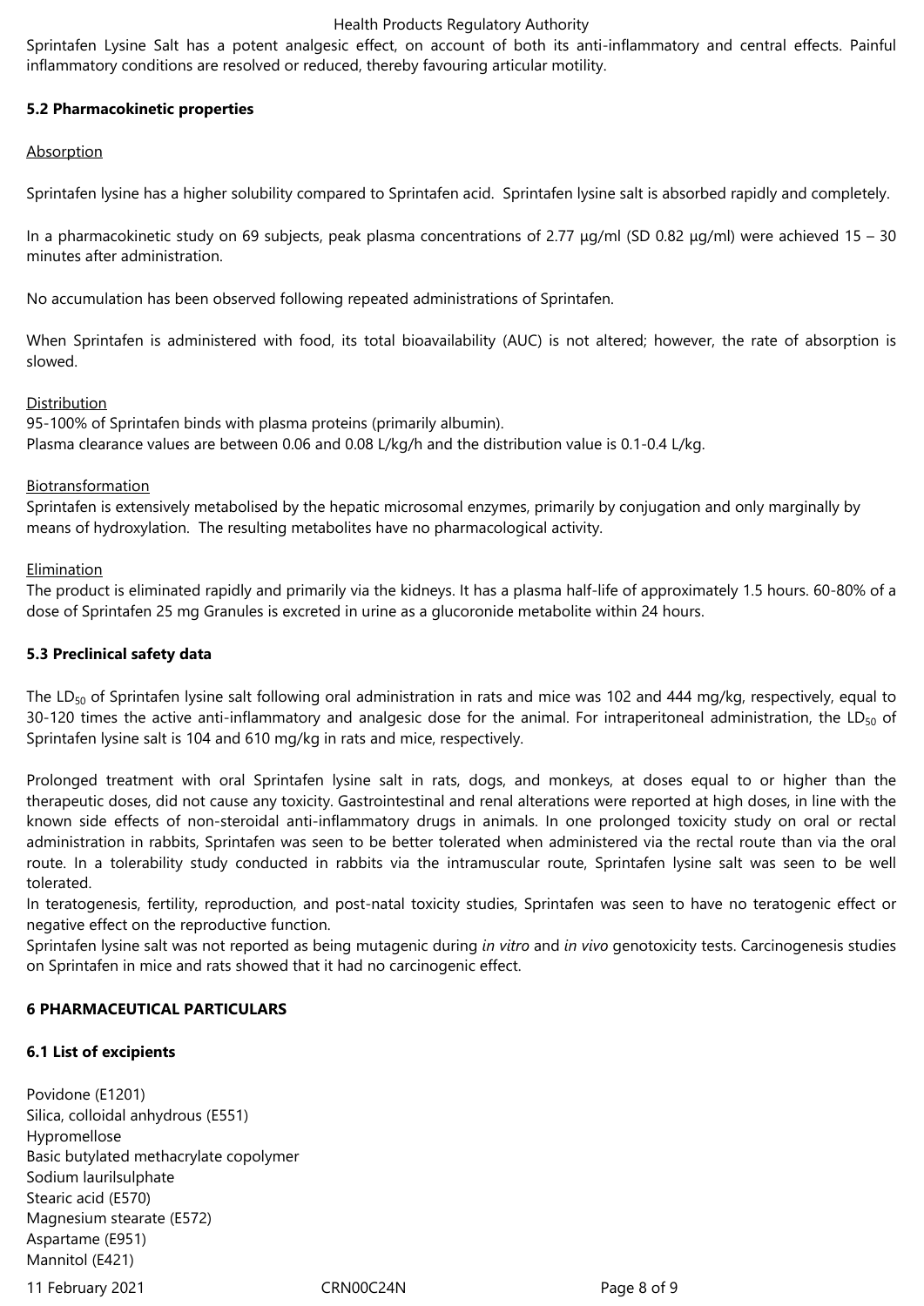Sprintafen Lysine Salt has a potent analgesic effect, on account of both its anti-inflammatory and central effects. Painful inflammatory conditions are resolved or reduced, thereby favouring articular motility.

**5.2 Pharmacokinetic properties**

Absorption

Sprintafen lysine has a higher solubility compared to Sprintafen acid. Sprintafen lysine salt is absorbed rapidly and completely.

In a pharmacokinetic study on 69 subjects, peak plasma concentrations of 2.77 µg/ml (SD 0.82 µg/ml) were achieved 15 – 30 minutes after administration.

No accumulation has been observed following repeated administrations of Sprintafen.

When Sprintafen is administered with food, its total bioavailability (AUC) is not altered; however, the rate of absorption is slowed.

Distribution

95-100% of Sprintafen binds with plasma proteins (primarily albumin).
Plasma clearance values are between 0.06 and 0.08 L/kg/h and the distribution value is 0.1-0.4 L/kg.

Biotransformation

Sprintafen is extensively metabolised by the hepatic microsomal enzymes, primarily by conjugation and only marginally by means of hydroxylation. The resulting metabolites have no pharmacological activity.

Elimination

The product is eliminated rapidly and primarily via the kidneys. It has a plasma half-life of approximately 1.5 hours. 60-80% of a dose of Sprintafen 25 mg Granules is excreted in urine as a glucoronide metabolite within 24 hours.

**5.3 Preclinical safety data**

The $LD_{50}$ of Sprintafen lysine salt following oral administration in rats and mice was 102 and 444 mg/kg, respectively, equal to 30-120 times the active anti-inflammatory and analgesic dose for the animal. For intraperitoneal administration, the $LD_{50}$ of Sprintafen lysine salt is 104 and 610 mg/kg in rats and mice, respectively.

Prolonged treatment with oral Sprintafen lysine salt in rats, dogs, and monkeys, at doses equal to or higher than the therapeutic doses, did not cause any toxicity. Gastrointestinal and renal alterations were reported at high doses, in line with the known side effects of non-steroidal anti-inflammatory drugs in animals. In one prolonged toxicity study on oral or rectal administration in rabbits, Sprintafen was seen to be better tolerated when administered via the rectal route than via the oral route. In a tolerability study conducted in rabbits via the intramuscular route, Sprintafen lysine salt was seen to be well tolerated.
In teratogenesis, fertility, reproduction, and post-natal toxicity studies, Sprintafen was seen to have no teratogenic effect or negative effect on the reproductive function.
Sprintafen lysine salt was not reported as being mutagenic during *in vitro* and *in vivo* genotoxicity tests. Carcinogenesis studies on Sprintafen in mice and rats showed that it had no carcinogenic effect.

**6 PHARMACEUTICAL PARTICULARS**

**6.1 List of excipients**

Povidone (E1201)
Silica, colloidal anhydrous (E551)
Hypromellose
Basic butylated methacrylate copolymer
Sodium laurilsulphate
Stearic acid (E570)
Magnesium stearate (E572)
Aspartame (E951)
Mannitol (E421)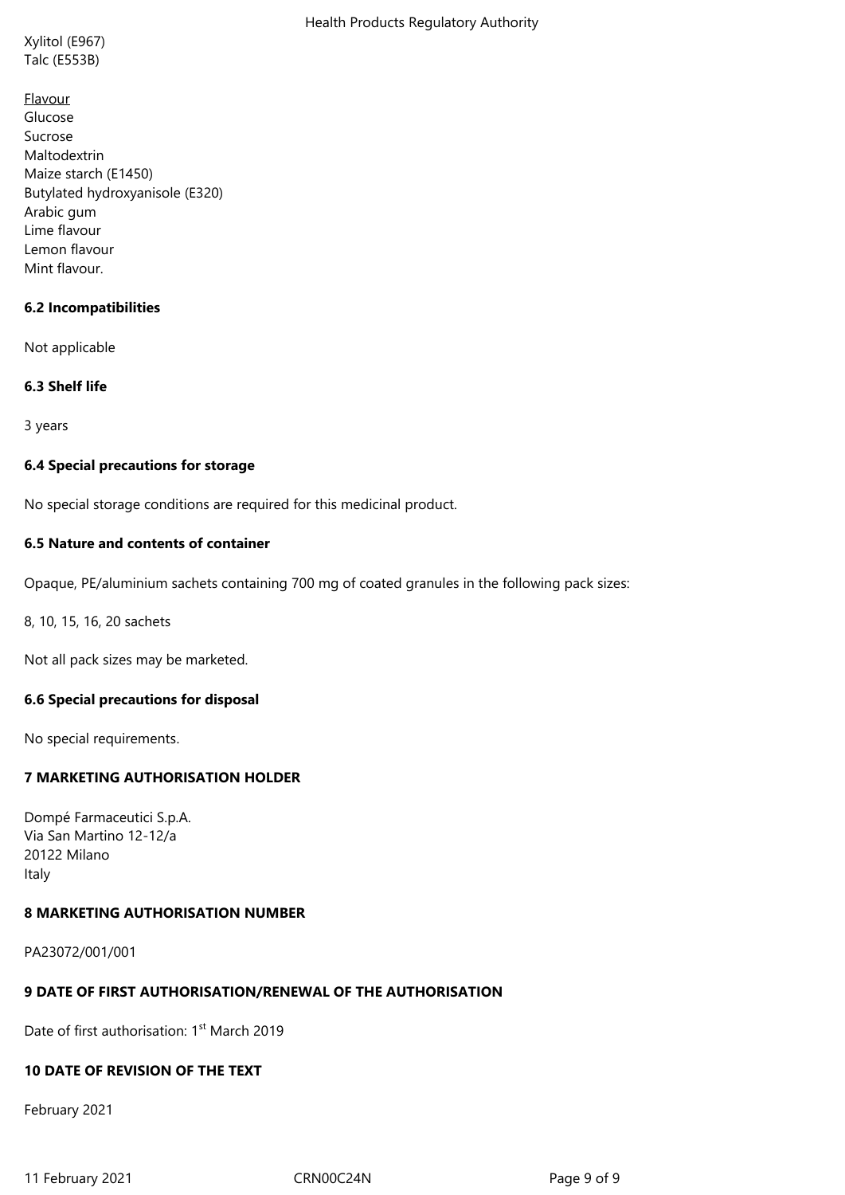Xylitol (E967)
Talc (E553B)

Flavour
Glucose
Sucrose
Maltodextrin
Maize starch (E1450)
Butylated hydroxyanisole (E320)
Arabic gum
Lime flavour
Lemon flavour
Mint flavour.

### 6.2 Incompatibilities

Not applicable

### 6.3 Shelf life

3 years

### 6.4 Special precautions for storage

No special storage conditions are required for this medicinal product.

### 6.5 Nature and contents of container

Opaque, PE/aluminium sachets containing 700 mg of coated granules in the following pack sizes:

8, 10, 15, 16, 20 sachets

Not all pack sizes may be marketed.

### 6.6 Special precautions for disposal

No special requirements.

## 7 MARKETING AUTHORISATION HOLDER

Dompé Farmaceutici S.p.A.
Via San Martino 12-12/a
20122 Milano
Italy

## 8 MARKETING AUTHORISATION NUMBER

PA23072/001/001

## 9 DATE OF FIRST AUTHORISATION/RENEWAL OF THE AUTHORISATION

Date of first authorisation: 1st March 2019

## 10 DATE OF REVISION OF THE TEXT

February 2021